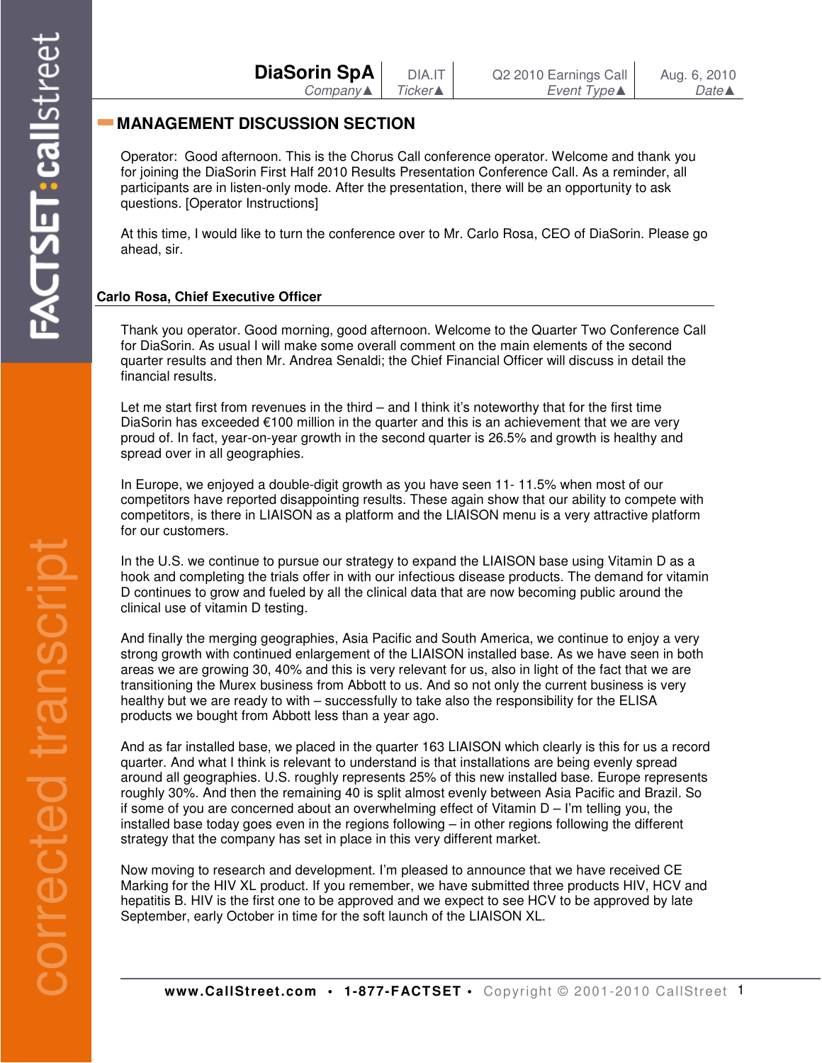| DiaSorin SpA | DIA.IT | Q2 2010 Earnings Call | Aug. 6, 2010 |
|---|---|---|---|
| *Company▲* | *Ticker▲* | *Event Type▲* | *Date▲* |

## MANAGEMENT DISCUSSION SECTION

Operator: Good afternoon. This is the Chorus Call conference operator. Welcome and thank you for joining the DiaSorin First Half 2010 Results Presentation Conference Call. As a reminder, all participants are in listen-only mode. After the presentation, there will be an opportunity to ask questions. [Operator Instructions]

At this time, I would like to turn the conference over to Mr. Carlo Rosa, CEO of DiaSorin. Please go ahead, sir.

**Carlo Rosa, Chief Executive Officer**

Thank you operator. Good morning, good afternoon. Welcome to the Quarter Two Conference Call for DiaSorin. As usual I will make some overall comment on the main elements of the second quarter results and then Mr. Andrea Senaldi; the Chief Financial Officer will discuss in detail the financial results.

Let me start first from revenues in the third – and I think it's noteworthy that for the first time DiaSorin has exceeded €100 million in the quarter and this is an achievement that we are very proud of. In fact, year-on-year growth in the second quarter is 26.5% and growth is healthy and spread over in all geographies.

In Europe, we enjoyed a double-digit growth as you have seen 11- 11.5% when most of our competitors have reported disappointing results. These again show that our ability to compete with competitors, is there in LIAISON as a platform and the LIAISON menu is a very attractive platform for our customers.

In the U.S. we continue to pursue our strategy to expand the LIAISON base using Vitamin D as a hook and completing the trials offer in with our infectious disease products. The demand for vitamin D continues to grow and fueled by all the clinical data that are now becoming public around the clinical use of vitamin D testing.

And finally the merging geographies, Asia Pacific and South America, we continue to enjoy a very strong growth with continued enlargement of the LIAISON installed base. As we have seen in both areas we are growing 30, 40% and this is very relevant for us, also in light of the fact that we are transitioning the Murex business from Abbott to us. And so not only the current business is very healthy but we are ready to with – successfully to take also the responsibility for the ELISA products we bought from Abbott less than a year ago.

And as far installed base, we placed in the quarter 163 LIAISON which clearly is this for us a record quarter. And what I think is relevant to understand is that installations are being evenly spread around all geographies. U.S. roughly represents 25% of this new installed base. Europe represents roughly 30%. And then the remaining 40 is split almost evenly between Asia Pacific and Brazil. So if some of you are concerned about an overwhelming effect of Vitamin D – I'm telling you, the installed base today goes even in the regions following – in other regions following the different strategy that the company has set in place in this very different market.

Now moving to research and development. I'm pleased to announce that we have received CE Marking for the HIV XL product. If you remember, we have submitted three products HIV, HCV and hepatitis B. HIV is the first one to be approved and we expect to see HCV to be approved by late September, early October in time for the soft launch of the LIAISON XL.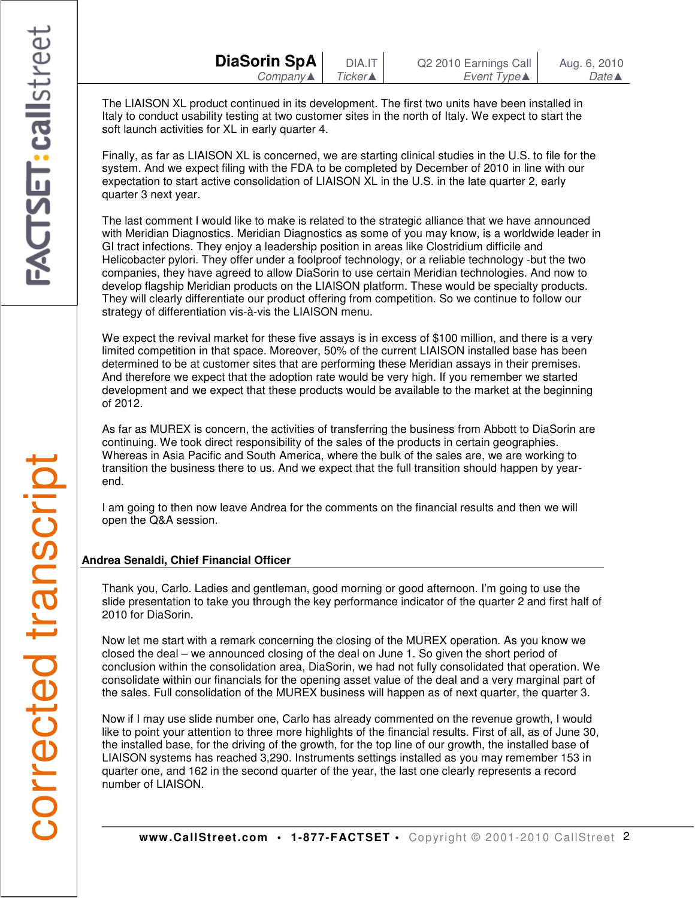The LIAISON XL product continued in its development. The first two units have been installed in Italy to conduct usability testing at two customer sites in the north of Italy. We expect to start the soft launch activities for XL in early quarter 4.

Finally, as far as LIAISON XL is concerned, we are starting clinical studies in the U.S. to file for the system. And we expect filing with the FDA to be completed by December of 2010 in line with our expectation to start active consolidation of LIAISON XL in the U.S. in the late quarter 2, early quarter 3 next year.

The last comment I would like to make is related to the strategic alliance that we have announced with Meridian Diagnostics. Meridian Diagnostics as some of you may know, is a worldwide leader in GI tract infections. They enjoy a leadership position in areas like Clostridium difficile and Helicobacter pylori. They offer under a foolproof technology, or a reliable technology -but the two companies, they have agreed to allow DiaSorin to use certain Meridian technologies. And now to develop flagship Meridian products on the LIAISON platform. These would be specialty products. They will clearly differentiate our product offering from competition. So we continue to follow our strategy of differentiation vis-à-vis the LIAISON menu.

We expect the revival market for these five assays is in excess of $100 million, and there is a very limited competition in that space. Moreover, 50% of the current LIAISON installed base has been determined to be at customer sites that are performing these Meridian assays in their premises. And therefore we expect that the adoption rate would be very high. If you remember we started development and we expect that these products would be available to the market at the beginning of 2012.

As far as MUREX is concern, the activities of transferring the business from Abbott to DiaSorin are continuing. We took direct responsibility of the sales of the products in certain geographies. Whereas in Asia Pacific and South America, where the bulk of the sales are, we are working to transition the business there to us. And we expect that the full transition should happen by year-end.

I am going to then now leave Andrea for the comments on the financial results and then we will open the Q&A session.

**Andrea Senaldi, Chief Financial Officer**

Thank you, Carlo. Ladies and gentleman, good morning or good afternoon. I'm going to use the slide presentation to take you through the key performance indicator of the quarter 2 and first half of 2010 for DiaSorin.

Now let me start with a remark concerning the closing of the MUREX operation. As you know we closed the deal – we announced closing of the deal on June 1. So given the short period of conclusion within the consolidation area, DiaSorin, we had not fully consolidated that operation. We consolidate within our financials for the opening asset value of the deal and a very marginal part of the sales. Full consolidation of the MUREX business will happen as of next quarter, the quarter 3.

Now if I may use slide number one, Carlo has already commented on the revenue growth, I would like to point your attention to three more highlights of the financial results. First of all, as of June 30, the installed base, for the driving of the growth, for the top line of our growth, the installed base of LIAISON systems has reached 3,290. Instruments settings installed as you may remember 153 in quarter one, and 162 in the second quarter of the year, the last one clearly represents a record number of LIAISON.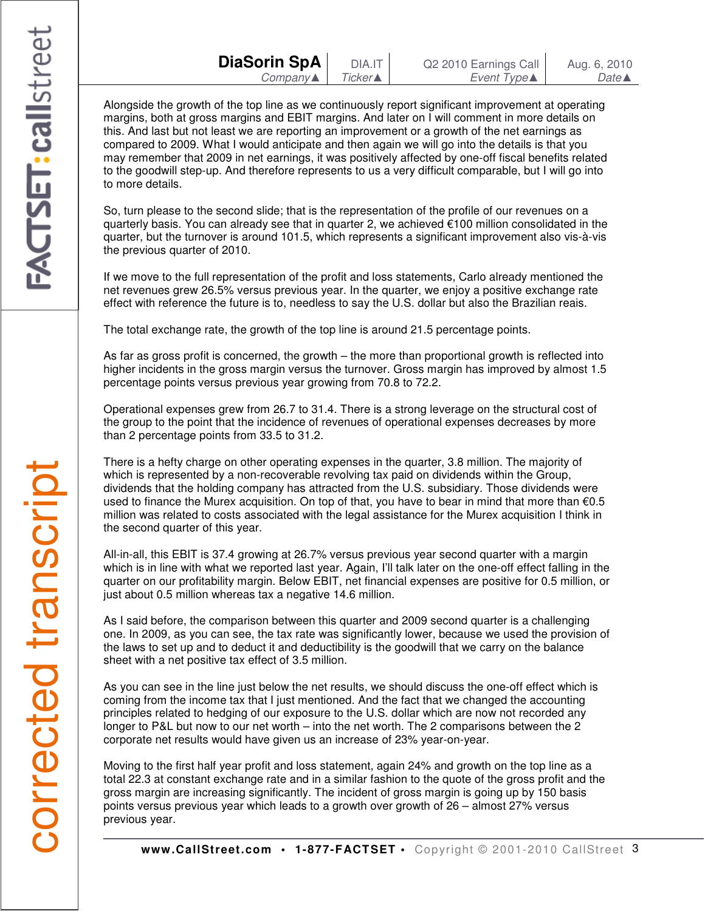Alongside the growth of the top line as we continuously report significant improvement at operating margins, both at gross margins and EBIT margins. And later on I will comment in more details on this. And last but not least we are reporting an improvement or a growth of the net earnings as compared to 2009. What I would anticipate and then again we will go into the details is that you may remember that 2009 in net earnings, it was positively affected by one-off fiscal benefits related to the goodwill step-up. And therefore represents to us a very difficult comparable, but I will go into to more details.

So, turn please to the second slide; that is the representation of the profile of our revenues on a quarterly basis. You can already see that in quarter 2, we achieved €100 million consolidated in the quarter, but the turnover is around 101.5, which represents a significant improvement also vis-à-vis the previous quarter of 2010.

If we move to the full representation of the profit and loss statements, Carlo already mentioned the net revenues grew 26.5% versus previous year. In the quarter, we enjoy a positive exchange rate effect with reference the future is to, needless to say the U.S. dollar but also the Brazilian reais.

The total exchange rate, the growth of the top line is around 21.5 percentage points.

As far as gross profit is concerned, the growth – the more than proportional growth is reflected into higher incidents in the gross margin versus the turnover. Gross margin has improved by almost 1.5 percentage points versus previous year growing from 70.8 to 72.2.

Operational expenses grew from 26.7 to 31.4. There is a strong leverage on the structural cost of the group to the point that the incidence of revenues of operational expenses decreases by more than 2 percentage points from 33.5 to 31.2.

There is a hefty charge on other operating expenses in the quarter, 3.8 million. The majority of which is represented by a non-recoverable revolving tax paid on dividends within the Group, dividends that the holding company has attracted from the U.S. subsidiary. Those dividends were used to finance the Murex acquisition. On top of that, you have to bear in mind that more than €0.5 million was related to costs associated with the legal assistance for the Murex acquisition I think in the second quarter of this year.

All-in-all, this EBIT is 37.4 growing at 26.7% versus previous year second quarter with a margin which is in line with what we reported last year. Again, I'll talk later on the one-off effect falling in the quarter on our profitability margin. Below EBIT, net financial expenses are positive for 0.5 million, or just about 0.5 million whereas tax a negative 14.6 million.

As I said before, the comparison between this quarter and 2009 second quarter is a challenging one. In 2009, as you can see, the tax rate was significantly lower, because we used the provision of the laws to set up and to deduct it and deductibility is the goodwill that we carry on the balance sheet with a net positive tax effect of 3.5 million.

As you can see in the line just below the net results, we should discuss the one-off effect which is coming from the income tax that I just mentioned. And the fact that we changed the accounting principles related to hedging of our exposure to the U.S. dollar which are now not recorded any longer to P&L but now to our net worth – into the net worth. The 2 comparisons between the 2 corporate net results would have given us an increase of 23% year-on-year.

Moving to the first half year profit and loss statement, again 24% and growth on the top line as a total 22.3 at constant exchange rate and in a similar fashion to the quote of the gross profit and the gross margin are increasing significantly. The incident of gross margin is going up by 150 basis points versus previous year which leads to a growth over growth of 26 – almost 27% versus previous year.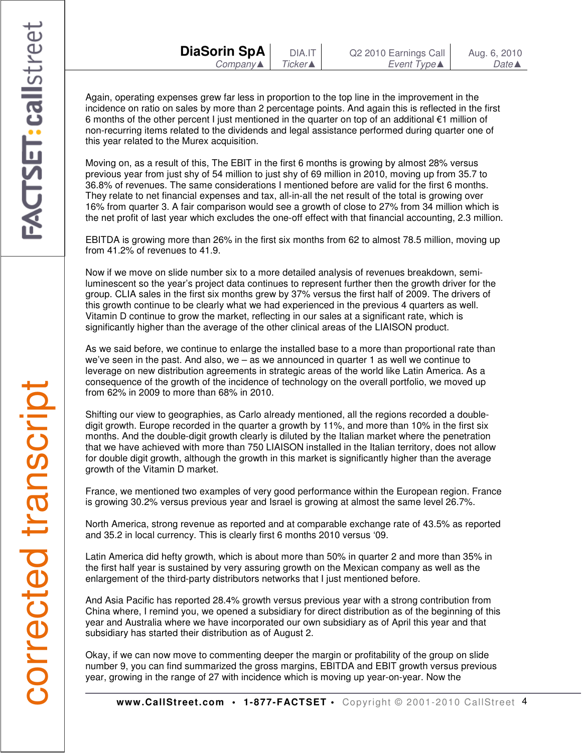Again, operating expenses grew far less in proportion to the top line in the improvement in the incidence on ratio on sales by more than 2 percentage points. And again this is reflected in the first 6 months of the other percent I just mentioned in the quarter on top of an additional €1 million of non-recurring items related to the dividends and legal assistance performed during quarter one of this year related to the Murex acquisition.

Moving on, as a result of this, The EBIT in the first 6 months is growing by almost 28% versus previous year from just shy of 54 million to just shy of 69 million in 2010, moving up from 35.7 to 36.8% of revenues. The same considerations I mentioned before are valid for the first 6 months. They relate to net financial expenses and tax, all-in-all the net result of the total is growing over 16% from quarter 3. A fair comparison would see a growth of close to 27% from 34 million which is the net profit of last year which excludes the one-off effect with that financial accounting, 2.3 million.

EBITDA is growing more than 26% in the first six months from 62 to almost 78.5 million, moving up from 41.2% of revenues to 41.9.

Now if we move on slide number six to a more detailed analysis of revenues breakdown, semi-luminescent so the year's project data continues to represent further then the growth driver for the group. CLIA sales in the first six months grew by 37% versus the first half of 2009. The drivers of this growth continue to be clearly what we had experienced in the previous 4 quarters as well. Vitamin D continue to grow the market, reflecting in our sales at a significant rate, which is significantly higher than the average of the other clinical areas of the LIAISON product.

As we said before, we continue to enlarge the installed base to a more than proportional rate than we've seen in the past. And also, we – as we announced in quarter 1 as well we continue to leverage on new distribution agreements in strategic areas of the world like Latin America. As a consequence of the growth of the incidence of technology on the overall portfolio, we moved up from 62% in 2009 to more than 68% in 2010.

Shifting our view to geographies, as Carlo already mentioned, all the regions recorded a double-digit growth. Europe recorded in the quarter a growth by 11%, and more than 10% in the first six months. And the double-digit growth clearly is diluted by the Italian market where the penetration that we have achieved with more than 750 LIAISON installed in the Italian territory, does not allow for double digit growth, although the growth in this market is significantly higher than the average growth of the Vitamin D market.

France, we mentioned two examples of very good performance within the European region. France is growing 30.2% versus previous year and Israel is growing at almost the same level 26.7%.

North America, strong revenue as reported and at comparable exchange rate of 43.5% as reported and 35.2 in local currency. This is clearly first 6 months 2010 versus '09.

Latin America did hefty growth, which is about more than 50% in quarter 2 and more than 35% in the first half year is sustained by very assuring growth on the Mexican company as well as the enlargement of the third-party distributors networks that I just mentioned before.

And Asia Pacific has reported 28.4% growth versus previous year with a strong contribution from China where, I remind you, we opened a subsidiary for direct distribution as of the beginning of this year and Australia where we have incorporated our own subsidiary as of April this year and that subsidiary has started their distribution as of August 2.

Okay, if we can now move to commenting deeper the margin or profitability of the group on slide number 9, you can find summarized the gross margins, EBITDA and EBIT growth versus previous year, growing in the range of 27 with incidence which is moving up year-on-year. Now the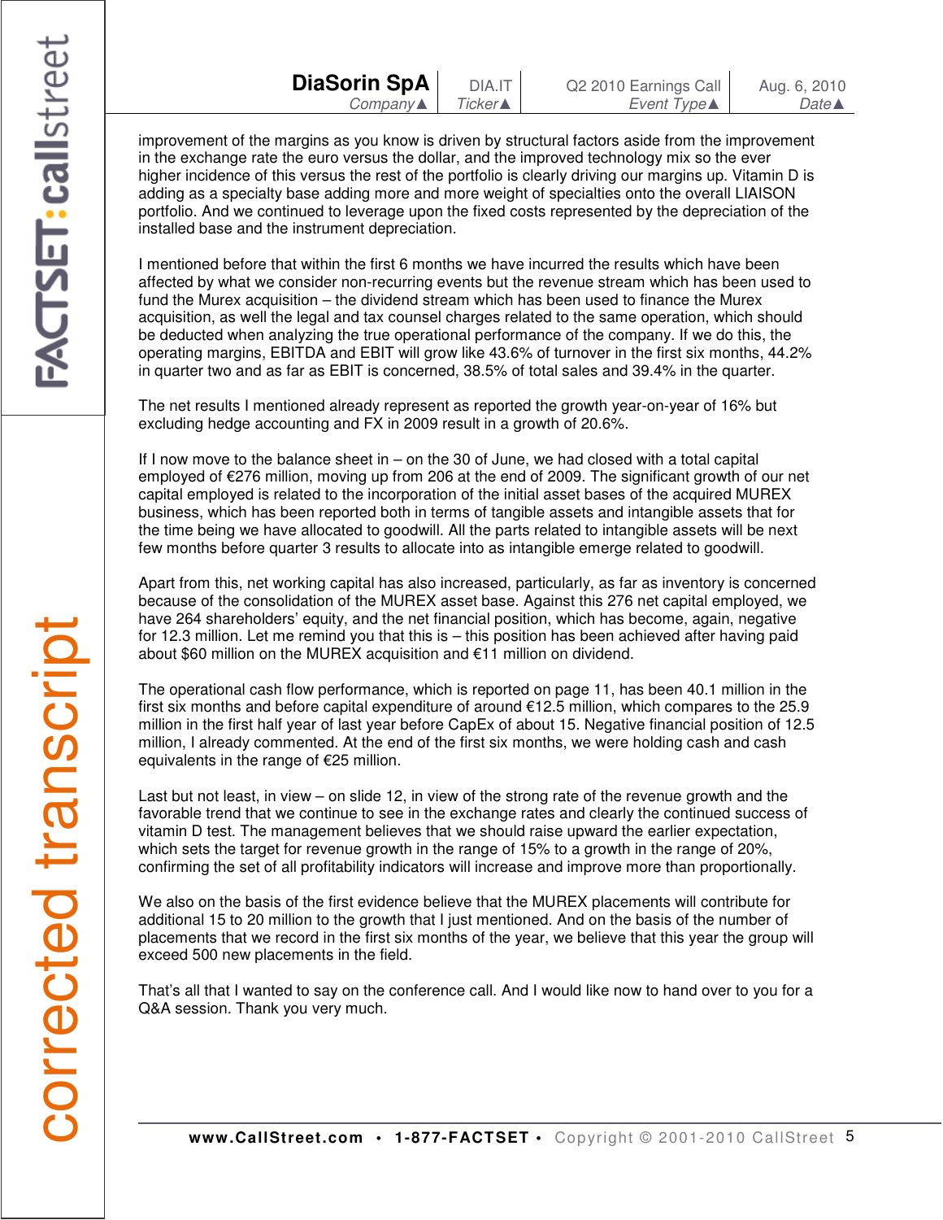improvement of the margins as you know is driven by structural factors aside from the improvement in the exchange rate the euro versus the dollar, and the improved technology mix so the ever higher incidence of this versus the rest of the portfolio is clearly driving our margins up. Vitamin D is adding as a specialty base adding more and more weight of specialties onto the overall LIAISON portfolio. And we continued to leverage upon the fixed costs represented by the depreciation of the installed base and the instrument depreciation.

I mentioned before that within the first 6 months we have incurred the results which have been affected by what we consider non-recurring events but the revenue stream which has been used to fund the Murex acquisition – the dividend stream which has been used to finance the Murex acquisition, as well the legal and tax counsel charges related to the same operation, which should be deducted when analyzing the true operational performance of the company. If we do this, the operating margins, EBITDA and EBIT will grow like 43.6% of turnover in the first six months, 44.2% in quarter two and as far as EBIT is concerned, 38.5% of total sales and 39.4% in the quarter.

The net results I mentioned already represent as reported the growth year-on-year of 16% but excluding hedge accounting and FX in 2009 result in a growth of 20.6%.

If I now move to the balance sheet in – on the 30 of June, we had closed with a total capital employed of €276 million, moving up from 206 at the end of 2009. The significant growth of our net capital employed is related to the incorporation of the initial asset bases of the acquired MUREX business, which has been reported both in terms of tangible assets and intangible assets that for the time being we have allocated to goodwill. All the parts related to intangible assets will be next few months before quarter 3 results to allocate into as intangible emerge related to goodwill.

Apart from this, net working capital has also increased, particularly, as far as inventory is concerned because of the consolidation of the MUREX asset base. Against this 276 net capital employed, we have 264 shareholders' equity, and the net financial position, which has become, again, negative for 12.3 million. Let me remind you that this is – this position has been achieved after having paid about $60 million on the MUREX acquisition and €11 million on dividend.

The operational cash flow performance, which is reported on page 11, has been 40.1 million in the first six months and before capital expenditure of around €12.5 million, which compares to the 25.9 million in the first half year of last year before CapEx of about 15. Negative financial position of 12.5 million, I already commented. At the end of the first six months, we were holding cash and cash equivalents in the range of €25 million.

Last but not least, in view – on slide 12, in view of the strong rate of the revenue growth and the favorable trend that we continue to see in the exchange rates and clearly the continued success of vitamin D test. The management believes that we should raise upward the earlier expectation, which sets the target for revenue growth in the range of 15% to a growth in the range of 20%, confirming the set of all profitability indicators will increase and improve more than proportionally.

We also on the basis of the first evidence believe that the MUREX placements will contribute for additional 15 to 20 million to the growth that I just mentioned. And on the basis of the number of placements that we record in the first six months of the year, we believe that this year the group will exceed 500 new placements in the field.

That's all that I wanted to say on the conference call. And I would like now to hand over to you for a Q&A session. Thank you very much.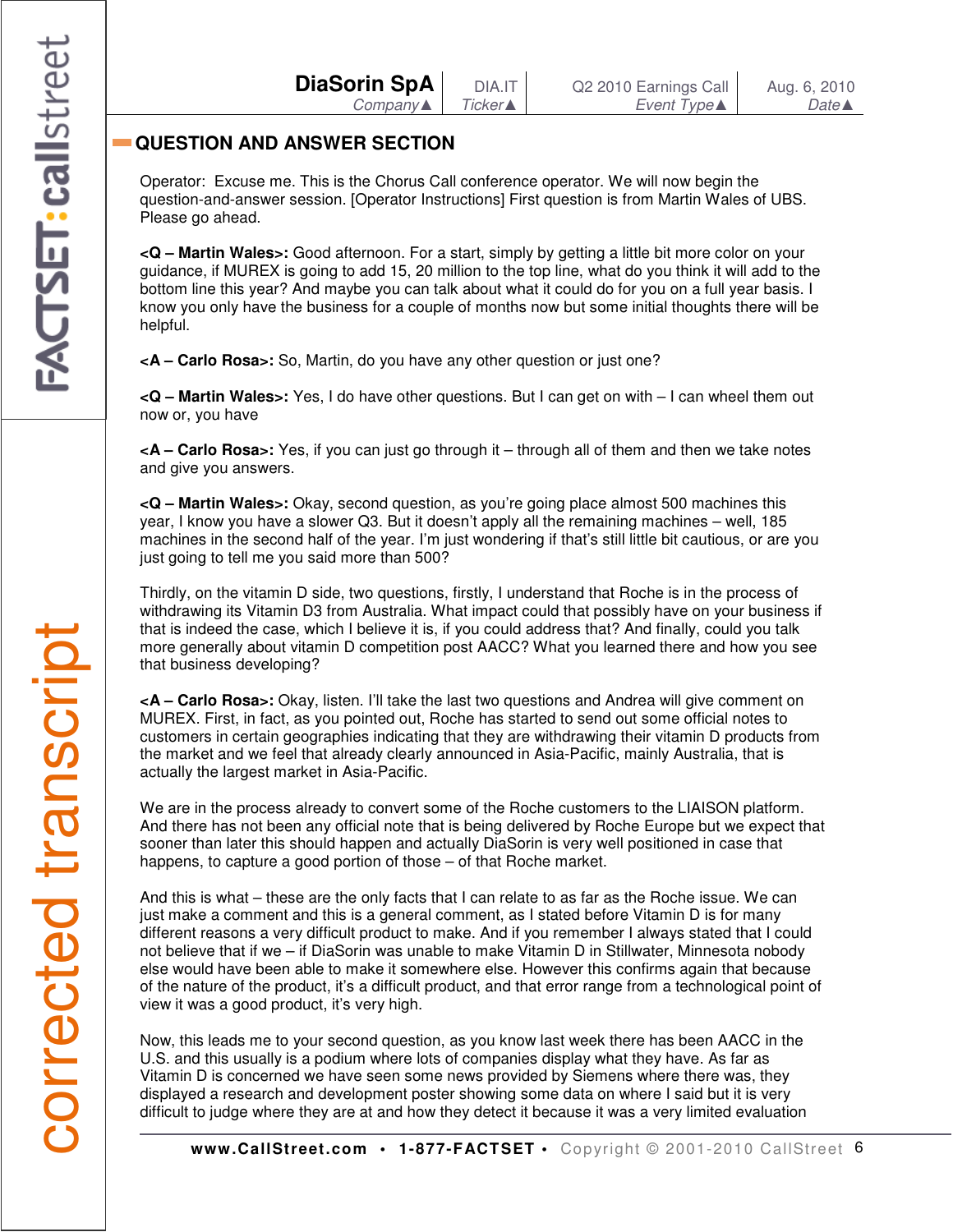## QUESTION AND ANSWER SECTION

Operator: Excuse me. This is the Chorus Call conference operator. We will now begin the question-and-answer session. [Operator Instructions] First question is from Martin Wales of UBS. Please go ahead.

**<Q – Martin Wales>:** Good afternoon. For a start, simply by getting a little bit more color on your guidance, if MUREX is going to add 15, 20 million to the top line, what do you think it will add to the bottom line this year? And maybe you can talk about what it could do for you on a full year basis. I know you only have the business for a couple of months now but some initial thoughts there will be helpful.

**<A – Carlo Rosa>:** So, Martin, do you have any other question or just one?

**<Q – Martin Wales>:** Yes, I do have other questions. But I can get on with – I can wheel them out now or, you have

**<A – Carlo Rosa>:** Yes, if you can just go through it – through all of them and then we take notes and give you answers.

**<Q – Martin Wales>:** Okay, second question, as you're going place almost 500 machines this year, I know you have a slower Q3. But it doesn't apply all the remaining machines – well, 185 machines in the second half of the year. I'm just wondering if that's still little bit cautious, or are you just going to tell me you said more than 500?

Thirdly, on the vitamin D side, two questions, firstly, I understand that Roche is in the process of withdrawing its Vitamin D3 from Australia. What impact could that possibly have on your business if that is indeed the case, which I believe it is, if you could address that? And finally, could you talk more generally about vitamin D competition post AACC? What you learned there and how you see that business developing?

**<A – Carlo Rosa>:** Okay, listen. I'll take the last two questions and Andrea will give comment on MUREX. First, in fact, as you pointed out, Roche has started to send out some official notes to customers in certain geographies indicating that they are withdrawing their vitamin D products from the market and we feel that already clearly announced in Asia-Pacific, mainly Australia, that is actually the largest market in Asia-Pacific.

We are in the process already to convert some of the Roche customers to the LIAISON platform. And there has not been any official note that is being delivered by Roche Europe but we expect that sooner than later this should happen and actually DiaSorin is very well positioned in case that happens, to capture a good portion of those – of that Roche market.

And this is what – these are the only facts that I can relate to as far as the Roche issue. We can just make a comment and this is a general comment, as I stated before Vitamin D is for many different reasons a very difficult product to make. And if you remember I always stated that I could not believe that if we – if DiaSorin was unable to make Vitamin D in Stillwater, Minnesota nobody else would have been able to make it somewhere else. However this confirms again that because of the nature of the product, it's a difficult product, and that error range from a technological point of view it was a good product, it's very high.

Now, this leads me to your second question, as you know last week there has been AACC in the U.S. and this usually is a podium where lots of companies display what they have. As far as Vitamin D is concerned we have seen some news provided by Siemens where there was, they displayed a research and development poster showing some data on where I said but it is very difficult to judge where they are at and how they detect it because it was a very limited evaluation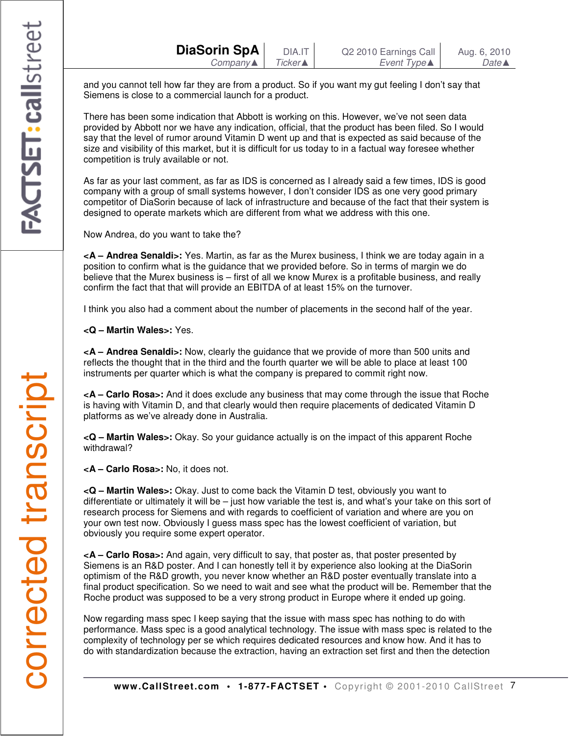and you cannot tell how far they are from a product. So if you want my gut feeling I don't say that Siemens is close to a commercial launch for a product.

There has been some indication that Abbott is working on this. However, we've not seen data provided by Abbott nor we have any indication, official, that the product has been filed. So I would say that the level of rumor around Vitamin D went up and that is expected as said because of the size and visibility of this market, but it is difficult for us today to in a factual way foresee whether competition is truly available or not.

As far as your last comment, as far as IDS is concerned as I already said a few times, IDS is good company with a group of small systems however, I don't consider IDS as one very good primary competitor of DiaSorin because of lack of infrastructure and because of the fact that their system is designed to operate markets which are different from what we address with this one.

Now Andrea, do you want to take the?

**<A – Andrea Senaldi>:** Yes. Martin, as far as the Murex business, I think we are today again in a position to confirm what is the guidance that we provided before. So in terms of margin we do believe that the Murex business is – first of all we know Murex is a profitable business, and really confirm the fact that that will provide an EBITDA of at least 15% on the turnover.

I think you also had a comment about the number of placements in the second half of the year.

**<Q – Martin Wales>:** Yes.

**<A – Andrea Senaldi>:** Now, clearly the guidance that we provide of more than 500 units and reflects the thought that in the third and the fourth quarter we will be able to place at least 100 instruments per quarter which is what the company is prepared to commit right now.

**<A – Carlo Rosa>:** And it does exclude any business that may come through the issue that Roche is having with Vitamin D, and that clearly would then require placements of dedicated Vitamin D platforms as we've already done in Australia.

**<Q – Martin Wales>:** Okay. So your guidance actually is on the impact of this apparent Roche withdrawal?

**<A – Carlo Rosa>:** No, it does not.

**<Q – Martin Wales>:** Okay. Just to come back the Vitamin D test, obviously you want to differentiate or ultimately it will be – just how variable the test is, and what's your take on this sort of research process for Siemens and with regards to coefficient of variation and where are you on your own test now. Obviously I guess mass spec has the lowest coefficient of variation, but obviously you require some expert operator.

**<A – Carlo Rosa>:** And again, very difficult to say, that poster as, that poster presented by Siemens is an R&D poster. And I can honestly tell it by experience also looking at the DiaSorin optimism of the R&D growth, you never know whether an R&D poster eventually translate into a final product specification. So we need to wait and see what the product will be. Remember that the Roche product was supposed to be a very strong product in Europe where it ended up going.

Now regarding mass spec I keep saying that the issue with mass spec has nothing to do with performance. Mass spec is a good analytical technology. The issue with mass spec is related to the complexity of technology per se which requires dedicated resources and know how. And it has to do with standardization because the extraction, having an extraction set first and then the detection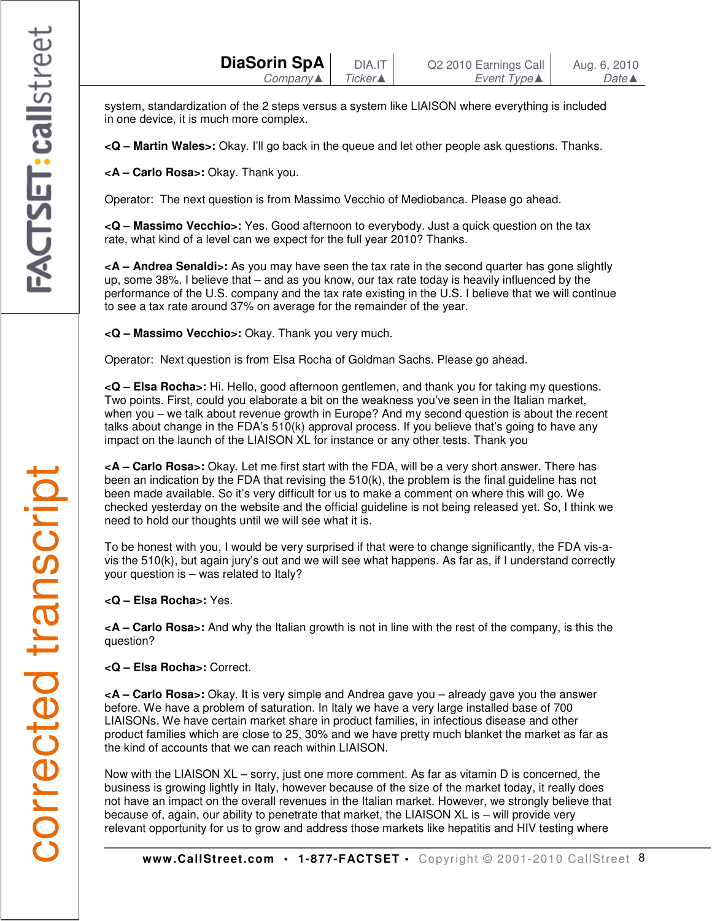system, standardization of the 2 steps versus a system like LIAISON where everything is included in one device, it is much more complex.

**<Q – Martin Wales>:** Okay. I'll go back in the queue and let other people ask questions. Thanks.

**<A – Carlo Rosa>:** Okay. Thank you.

Operator: The next question is from Massimo Vecchio of Mediobanca. Please go ahead.

**<Q – Massimo Vecchio>:** Yes. Good afternoon to everybody. Just a quick question on the tax rate, what kind of a level can we expect for the full year 2010? Thanks.

**<A – Andrea Senaldi>:** As you may have seen the tax rate in the second quarter has gone slightly up, some 38%. I believe that – and as you know, our tax rate today is heavily influenced by the performance of the U.S. company and the tax rate existing in the U.S. I believe that we will continue to see a tax rate around 37% on average for the remainder of the year.

**<Q – Massimo Vecchio>:** Okay. Thank you very much.

Operator: Next question is from Elsa Rocha of Goldman Sachs. Please go ahead.

**<Q – Elsa Rocha>:** Hi. Hello, good afternoon gentlemen, and thank you for taking my questions. Two points. First, could you elaborate a bit on the weakness you've seen in the Italian market, when you – we talk about revenue growth in Europe? And my second question is about the recent talks about change in the FDA's 510(k) approval process. If you believe that's going to have any impact on the launch of the LIAISON XL for instance or any other tests. Thank you

**<A – Carlo Rosa>:** Okay. Let me first start with the FDA, will be a very short answer. There has been an indication by the FDA that revising the 510(k), the problem is the final guideline has not been made available. So it's very difficult for us to make a comment on where this will go. We checked yesterday on the website and the official guideline is not being released yet. So, I think we need to hold our thoughts until we will see what it is.

To be honest with you, I would be very surprised if that were to change significantly, the FDA vis-a-vis the 510(k), but again jury's out and we will see what happens. As far as, if I understand correctly your question is – was related to Italy?

**<Q – Elsa Rocha>:** Yes.

**<A – Carlo Rosa>:** And why the Italian growth is not in line with the rest of the company, is this the question?

**<Q – Elsa Rocha>:** Correct.

**<A – Carlo Rosa>:** Okay. It is very simple and Andrea gave you – already gave you the answer before. We have a problem of saturation. In Italy we have a very large installed base of 700 LIAISONs. We have certain market share in product families, in infectious disease and other product families which are close to 25, 30% and we have pretty much blanket the market as far as the kind of accounts that we can reach within LIAISON.

Now with the LIAISON XL – sorry, just one more comment. As far as vitamin D is concerned, the business is growing lightly in Italy, however because of the size of the market today, it really does not have an impact on the overall revenues in the Italian market. However, we strongly believe that because of, again, our ability to penetrate that market, the LIAISON XL is – will provide very relevant opportunity for us to grow and address those markets like hepatitis and HIV testing where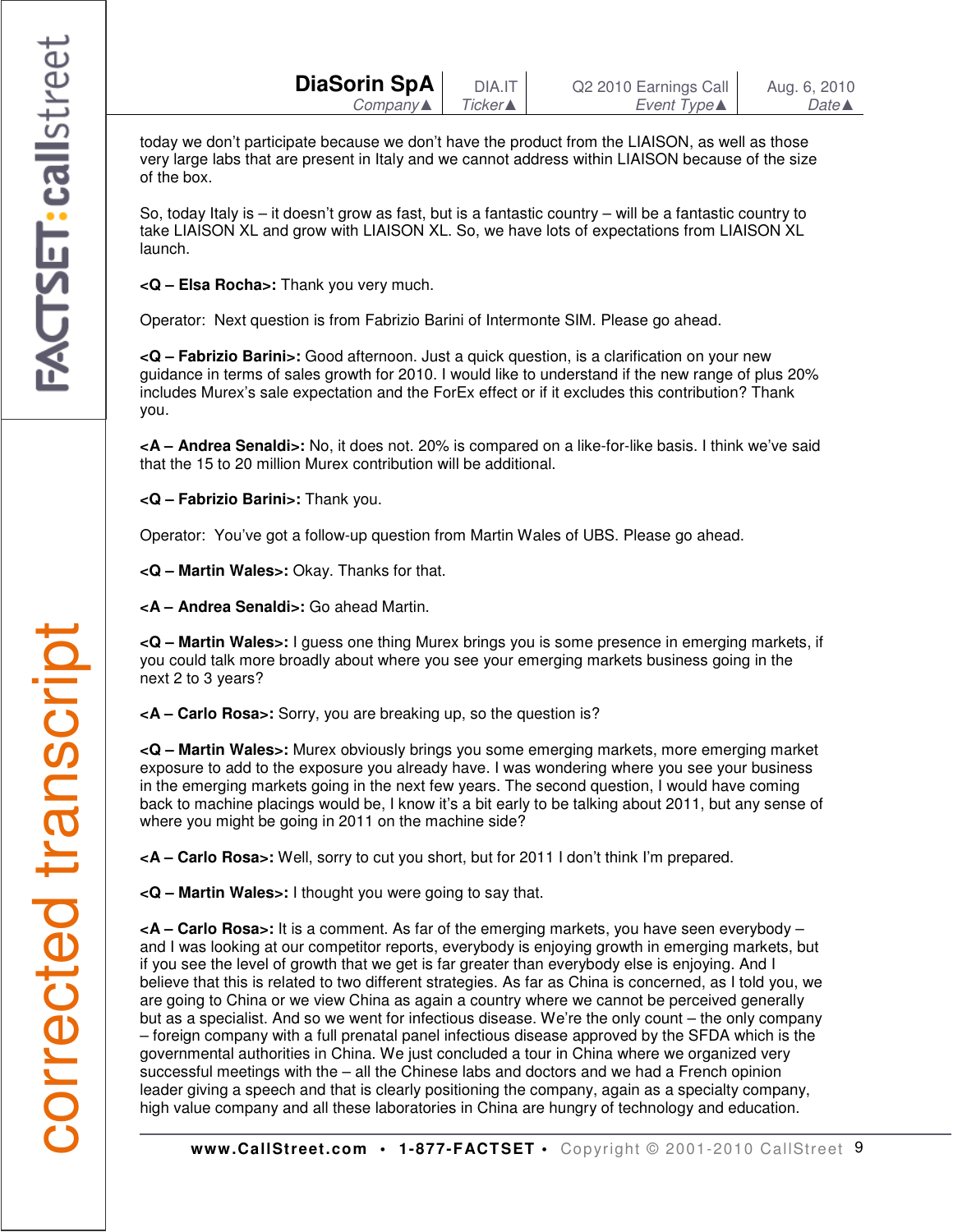today we don't participate because we don't have the product from the LIAISON, as well as those very large labs that are present in Italy and we cannot address within LIAISON because of the size of the box.

So, today Italy is – it doesn't grow as fast, but is a fantastic country – will be a fantastic country to take LIAISON XL and grow with LIAISON XL. So, we have lots of expectations from LIAISON XL launch.

**<Q – Elsa Rocha>:** Thank you very much.

Operator: Next question is from Fabrizio Barini of Intermonte SIM. Please go ahead.

**<Q – Fabrizio Barini>:** Good afternoon. Just a quick question, is a clarification on your new guidance in terms of sales growth for 2010. I would like to understand if the new range of plus 20% includes Murex's sale expectation and the ForEx effect or if it excludes this contribution? Thank you.

**<A – Andrea Senaldi>:** No, it does not. 20% is compared on a like-for-like basis. I think we've said that the 15 to 20 million Murex contribution will be additional.

**<Q – Fabrizio Barini>:** Thank you.

Operator: You've got a follow-up question from Martin Wales of UBS. Please go ahead.

**<Q – Martin Wales>:** Okay. Thanks for that.

**<A – Andrea Senaldi>:** Go ahead Martin.

**<Q – Martin Wales>:** I guess one thing Murex brings you is some presence in emerging markets, if you could talk more broadly about where you see your emerging markets business going in the next 2 to 3 years?

**<A – Carlo Rosa>:** Sorry, you are breaking up, so the question is?

**<Q – Martin Wales>:** Murex obviously brings you some emerging markets, more emerging market exposure to add to the exposure you already have. I was wondering where you see your business in the emerging markets going in the next few years. The second question, I would have coming back to machine placings would be, I know it's a bit early to be talking about 2011, but any sense of where you might be going in 2011 on the machine side?

**<A – Carlo Rosa>:** Well, sorry to cut you short, but for 2011 I don't think I'm prepared.

**<Q – Martin Wales>:** I thought you were going to say that.

**<A – Carlo Rosa>:** It is a comment. As far of the emerging markets, you have seen everybody – and I was looking at our competitor reports, everybody is enjoying growth in emerging markets, but if you see the level of growth that we get is far greater than everybody else is enjoying. And I believe that this is related to two different strategies. As far as China is concerned, as I told you, we are going to China or we view China as again a country where we cannot be perceived generally but as a specialist. And so we went for infectious disease. We're the only count – the only company – foreign company with a full prenatal panel infectious disease approved by the SFDA which is the governmental authorities in China. We just concluded a tour in China where we organized very successful meetings with the – all the Chinese labs and doctors and we had a French opinion leader giving a speech and that is clearly positioning the company, again as a specialty company, high value company and all these laboratories in China are hungry of technology and education.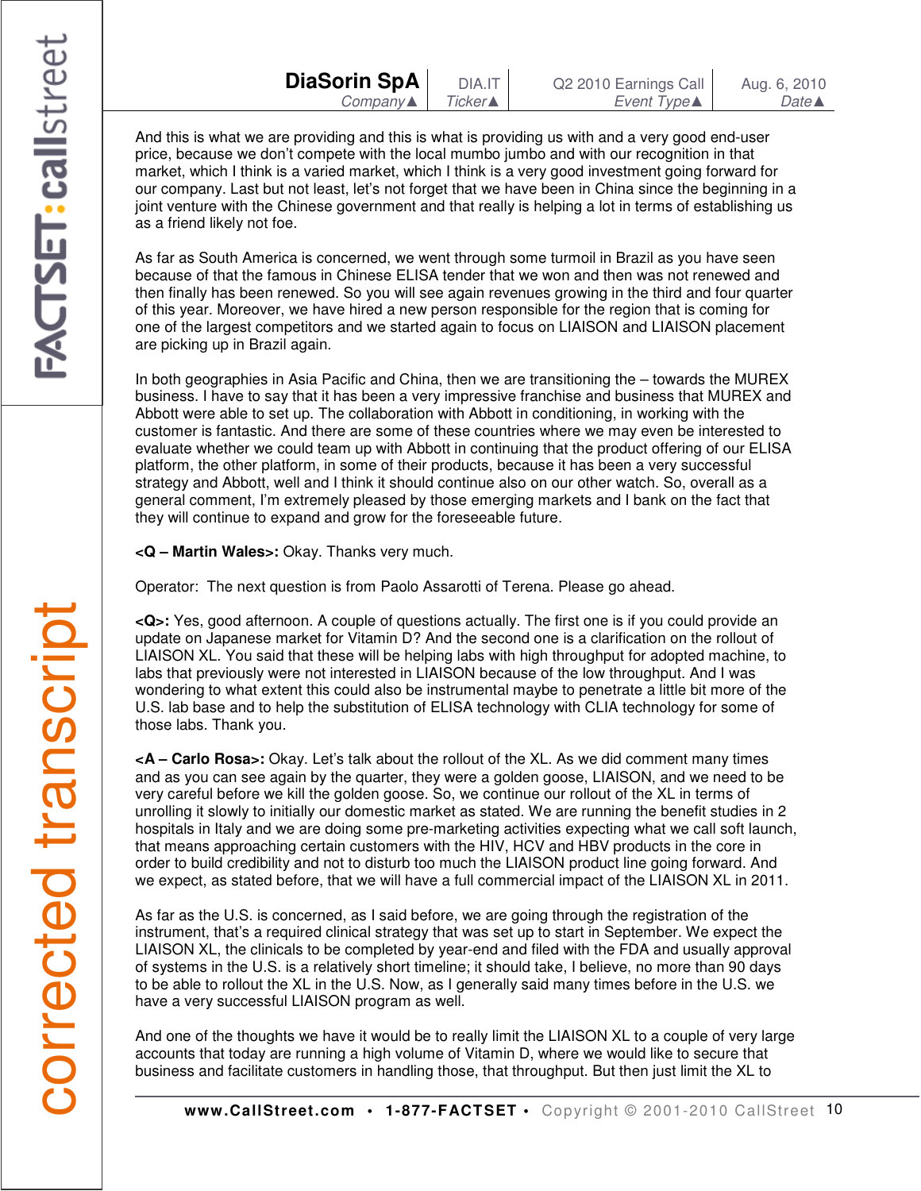And this is what we are providing and this is what is providing us with and a very good end-user price, because we don't compete with the local mumbo jumbo and with our recognition in that market, which I think is a varied market, which I think is a very good investment going forward for our company. Last but not least, let's not forget that we have been in China since the beginning in a joint venture with the Chinese government and that really is helping a lot in terms of establishing us as a friend likely not foe.

As far as South America is concerned, we went through some turmoil in Brazil as you have seen because of that the famous in Chinese ELISA tender that we won and then was not renewed and then finally has been renewed. So you will see again revenues growing in the third and four quarter of this year. Moreover, we have hired a new person responsible for the region that is coming for one of the largest competitors and we started again to focus on LIAISON and LIAISON placement are picking up in Brazil again.

In both geographies in Asia Pacific and China, then we are transitioning the – towards the MUREX business. I have to say that it has been a very impressive franchise and business that MUREX and Abbott were able to set up. The collaboration with Abbott in conditioning, in working with the customer is fantastic. And there are some of these countries where we may even be interested to evaluate whether we could team up with Abbott in continuing that the product offering of our ELISA platform, the other platform, in some of their products, because it has been a very successful strategy and Abbott, well and I think it should continue also on our other watch. So, overall as a general comment, I'm extremely pleased by those emerging markets and I bank on the fact that they will continue to expand and grow for the foreseeable future.

**<Q – Martin Wales>:** Okay. Thanks very much.

Operator: The next question is from Paolo Assarotti of Terena. Please go ahead.

**<Q>:** Yes, good afternoon. A couple of questions actually. The first one is if you could provide an update on Japanese market for Vitamin D? And the second one is a clarification on the rollout of LIAISON XL. You said that these will be helping labs with high throughput for adopted machine, to labs that previously were not interested in LIAISON because of the low throughput. And I was wondering to what extent this could also be instrumental maybe to penetrate a little bit more of the U.S. lab base and to help the substitution of ELISA technology with CLIA technology for some of those labs. Thank you.

**<A – Carlo Rosa>:** Okay. Let's talk about the rollout of the XL. As we did comment many times and as you can see again by the quarter, they were a golden goose, LIAISON, and we need to be very careful before we kill the golden goose. So, we continue our rollout of the XL in terms of unrolling it slowly to initially our domestic market as stated. We are running the benefit studies in 2 hospitals in Italy and we are doing some pre-marketing activities expecting what we call soft launch, that means approaching certain customers with the HIV, HCV and HBV products in the core in order to build credibility and not to disturb too much the LIAISON product line going forward. And we expect, as stated before, that we will have a full commercial impact of the LIAISON XL in 2011.

As far as the U.S. is concerned, as I said before, we are going through the registration of the instrument, that's a required clinical strategy that was set up to start in September. We expect the LIAISON XL, the clinicals to be completed by year-end and filed with the FDA and usually approval of systems in the U.S. is a relatively short timeline; it should take, I believe, no more than 90 days to be able to rollout the XL in the U.S. Now, as I generally said many times before in the U.S. we have a very successful LIAISON program as well.

And one of the thoughts we have it would be to really limit the LIAISON XL to a couple of very large accounts that today are running a high volume of Vitamin D, where we would like to secure that business and facilitate customers in handling those, that throughput. But then just limit the XL to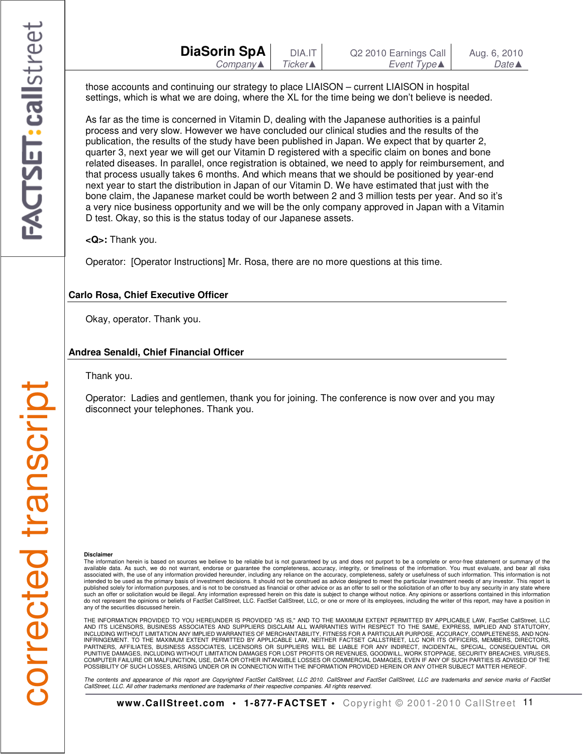those accounts and continuing our strategy to place LIAISON – current LIAISON in hospital settings, which is what we are doing, where the XL for the time being we don't believe is needed.

As far as the time is concerned in Vitamin D, dealing with the Japanese authorities is a painful process and very slow. However we have concluded our clinical studies and the results of the publication, the results of the study have been published in Japan. We expect that by quarter 2, quarter 3, next year we will get our Vitamin D registered with a specific claim on bones and bone related diseases. In parallel, once registration is obtained, we need to apply for reimbursement, and that process usually takes 6 months. And which means that we should be positioned by year-end next year to start the distribution in Japan of our Vitamin D. We have estimated that just with the bone claim, the Japanese market could be worth between 2 and 3 million tests per year. And so it's a very nice business opportunity and we will be the only company approved in Japan with a Vitamin D test. Okay, so this is the status today of our Japanese assets.

**<Q>:** Thank you.

Operator: [Operator Instructions] Mr. Rosa, there are no more questions at this time.

### Carlo Rosa, Chief Executive Officer

Okay, operator. Thank you.

### Andrea Senaldi, Chief Financial Officer

Thank you.

Operator: Ladies and gentlemen, thank you for joining. The conference is now over and you may disconnect your telephones. Thank you.

**Disclaimer**

The information herein is based on sources we believe to be reliable but is not guaranteed by us and does not purport to be a complete or error-free statement or summary of the available data. As such, we do not warrant, endorse or guarantee the completeness, accuracy, integrity, or timeliness of the information. You must evaluate, and bear all risks associated with, the use of any information provided hereunder, including any reliance on the accuracy, completeness, safety or usefulness of such information. This information is not intended to be used as the primary basis of investment decisions. It should not be construed as advice designed to meet the particular investment needs of any investor. This report is published solely for information purposes, and is not to be construed as financial or other advice or as an offer to sell or the solicitation of an offer to buy any security in any state where such an offer or solicitation would be illegal. Any information expressed herein on this date is subject to change without notice. Any opinions or assertions contained in this information do not represent the opinions or beliefs of FactSet CallStreet, LLC. FactSet CallStreet, LLC, or one or more of its employees, including the writer of this report, may have a position in any of the securities discussed herein.

THE INFORMATION PROVIDED TO YOU HEREUNDER IS PROVIDED "AS IS," AND TO THE MAXIMUM EXTENT PERMITTED BY APPLICABLE LAW, FactSet CallStreet, LLC AND ITS LICENSORS, BUSINESS ASSOCIATES AND SUPPLIERS DISCLAIM ALL WARRANTIES WITH RESPECT TO THE SAME, EXPRESS, IMPLIED AND STATUTORY, INCLUDING WITHOUT LIMITATION ANY IMPLIED WARRANTIES OF MERCHANTABILITY, FITNESS FOR A PARTICULAR PURPOSE, ACCURACY, COMPLETENESS, AND NON-INFRINGEMENT. TO THE MAXIMUM EXTENT PERMITTED BY APPLICABLE LAW, NEITHER FACTSET CALLSTREET, LLC NOR ITS OFFICERS, MEMBERS, DIRECTORS, PARTNERS, AFFILIATES, BUSINESS ASSOCIATES, LICENSORS OR SUPPLIERS WILL BE LIABLE FOR ANY INDIRECT, INCIDENTAL, SPECIAL, CONSEQUENTIAL OR PUNITIVE DAMAGES, INCLUDING WITHOUT LIMITATION DAMAGES FOR LOST PROFITS OR REVENUES, GOODWILL, WORK STOPPAGE, SECURITY BREACHES, VIRUSES, COMPUTER FAILURE OR MALFUNCTION, USE, DATA OR OTHER INTANGIBLE LOSSES OR COMMERCIAL DAMAGES, EVEN IF ANY OF SUCH PARTIES IS ADVISED OF THE POSSIBILITY OF SUCH LOSSES, ARISING UNDER OR IN CONNECTION WITH THE INFORMATION PROVIDED HEREIN OR ANY OTHER SUBJECT MATTER HEREOF.

*The contents and appearance of this report are Copyrighted FactSet CallStreet, LLC 2010. CallStreet and FactSet CallStreet, LLC are trademarks and service marks of FactSet CallStreet, LLC. All other trademarks mentioned are trademarks of their respective companies. All rights reserved.*